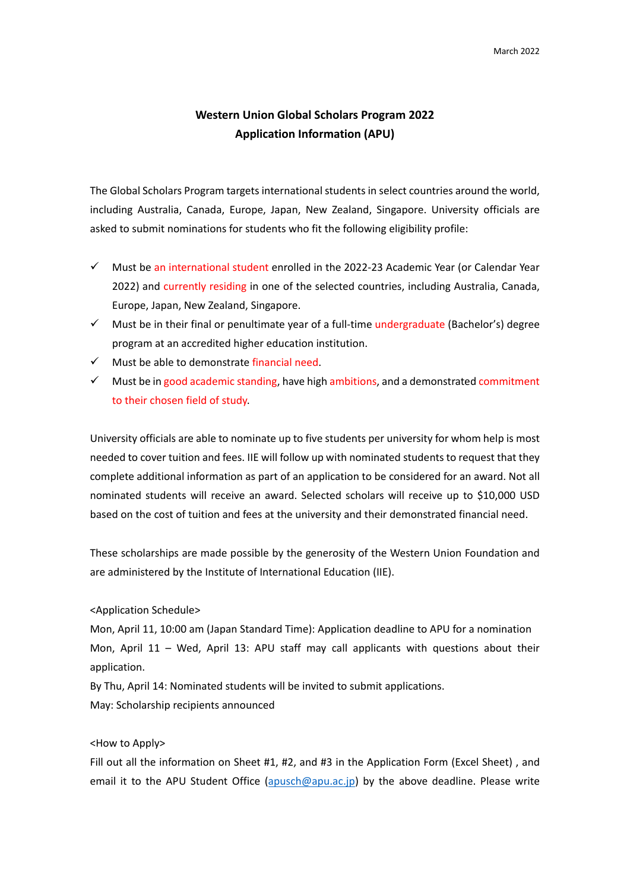March 2022

# Western Union Global Scholars Program 2022
## Application Information (APU)

The Global Scholars Program targets international students in select countries around the world, including Australia, Canada, Europe, Japan, New Zealand, Singapore. University officials are asked to submit nominations for students who fit the following eligibility profile:

- ✓ Must be an international student enrolled in the 2022-23 Academic Year (or Calendar Year 2022) and currently residing in one of the selected countries, including Australia, Canada, Europe, Japan, New Zealand, Singapore.
- ✓ Must be in their final or penultimate year of a full-time undergraduate (Bachelor's) degree program at an accredited higher education institution.
- ✓ Must be able to demonstrate financial need.
- ✓ Must be in good academic standing, have high ambitions, and a demonstrated commitment to their chosen field of study.

University officials are able to nominate up to five students per university for whom help is most needed to cover tuition and fees. IIE will follow up with nominated students to request that they complete additional information as part of an application to be considered for an award. Not all nominated students will receive an award. Selected scholars will receive up to $10,000 USD based on the cost of tuition and fees at the university and their demonstrated financial need.

These scholarships are made possible by the generosity of the Western Union Foundation and are administered by the Institute of International Education (IIE).

<Application Schedule>

Mon, April 11, 10:00 am (Japan Standard Time): Application deadline to APU for a nomination
Mon, April 11 – Wed, April 13: APU staff may call applicants with questions about their application.
By Thu, April 14: Nominated students will be invited to submit applications.
May: Scholarship recipients announced

<How to Apply>

Fill out all the information on Sheet #1, #2, and #3 in the Application Form (Excel Sheet) , and email it to the APU Student Office (apusch@apu.ac.jp) by the above deadline. Please write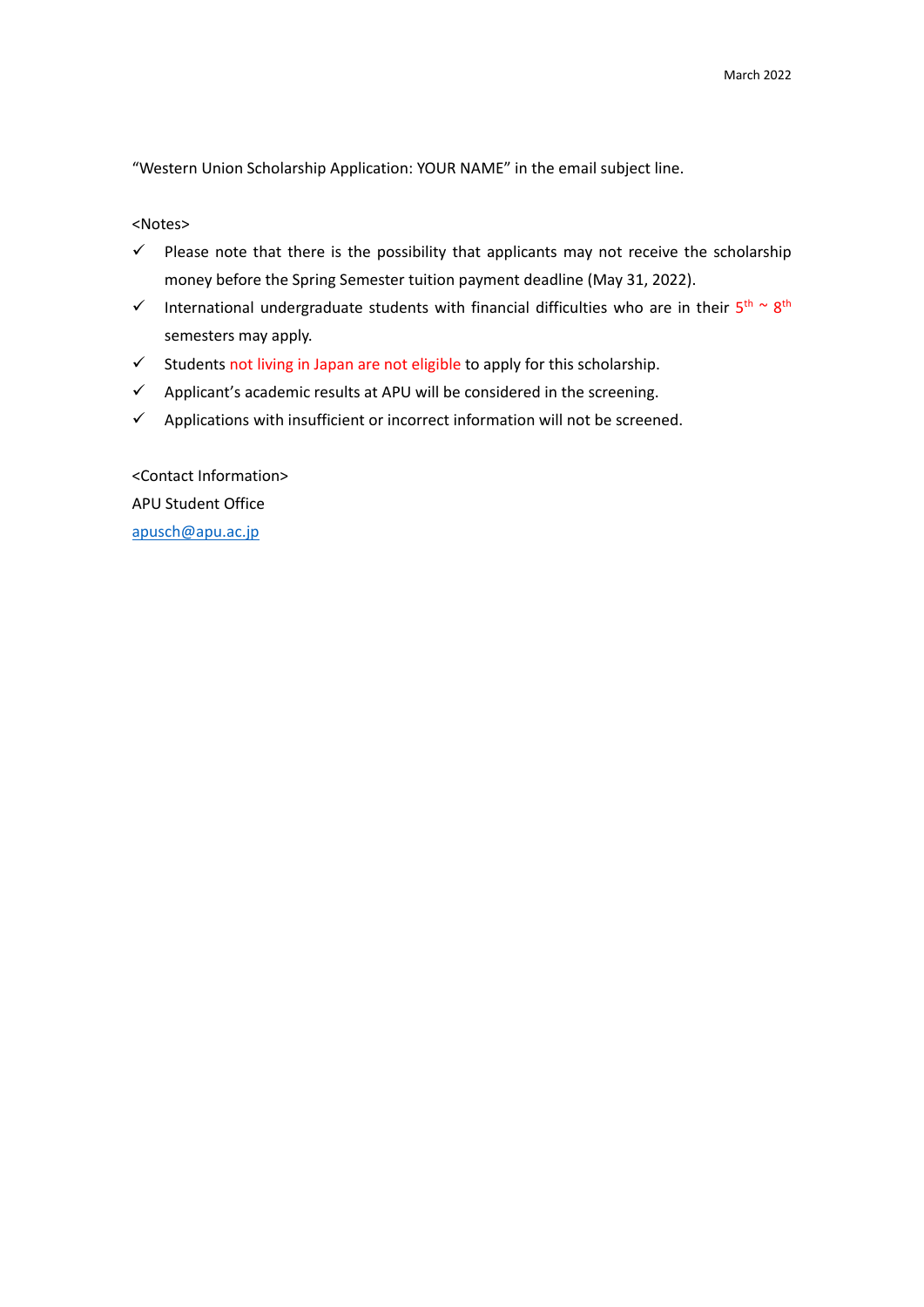"Western Union Scholarship Application: YOUR NAME" in the email subject line.

<Notes>

- ✓ Please note that there is the possibility that applicants may not receive the scholarship money before the Spring Semester tuition payment deadline (May 31, 2022).
- ✓ International undergraduate students with financial difficulties who are in their 5th ~ 8th semesters may apply.
- ✓ Students not living in Japan are not eligible to apply for this scholarship.
- ✓ Applicant's academic results at APU will be considered in the screening.
- ✓ Applications with insufficient or incorrect information will not be screened.

<Contact Information>
APU Student Office
apusch@apu.ac.jp